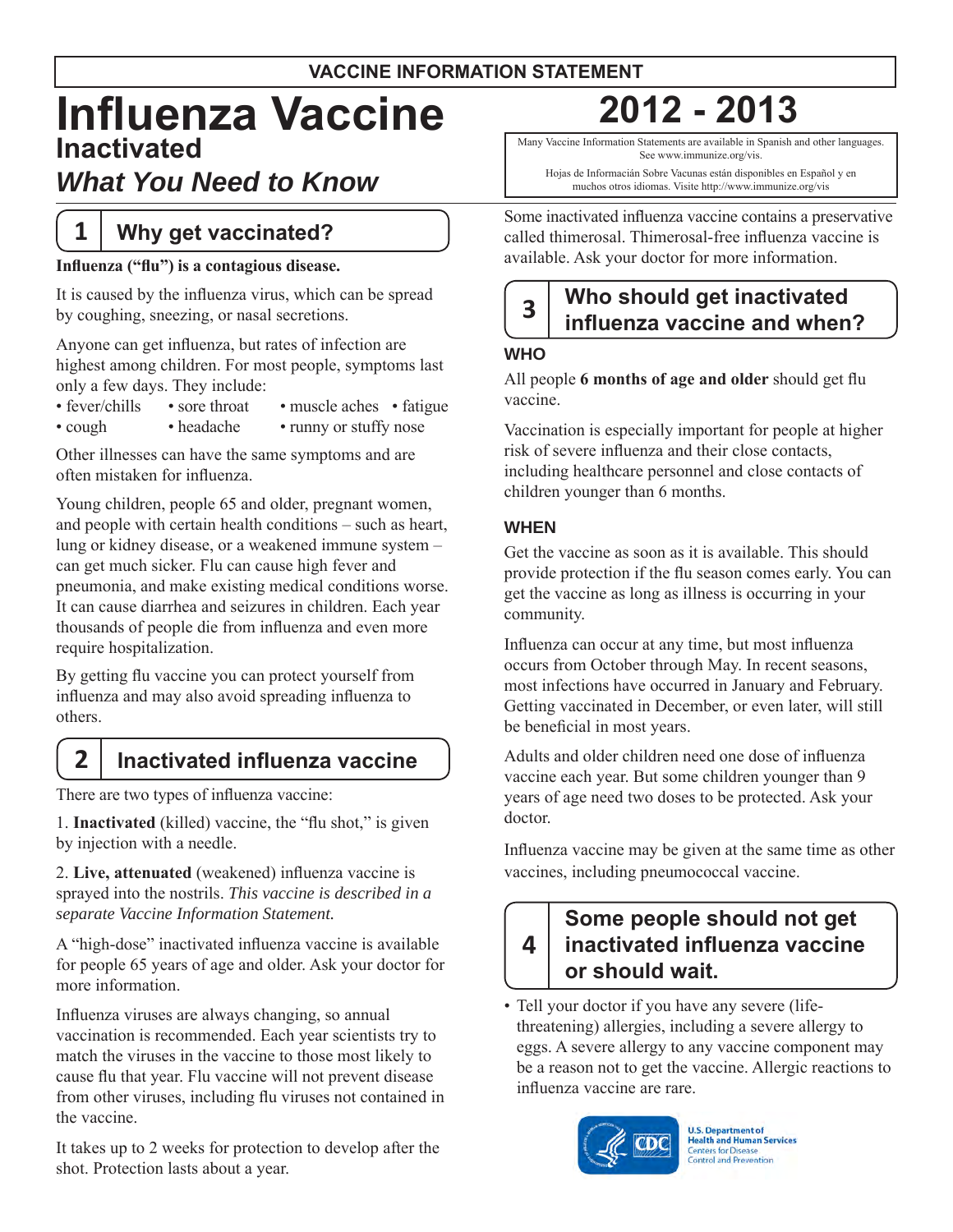**VACCINE INFORMATION STATEMENT**

# Influenza Vaccine

## Inactivated

## *What You Need to Know*

# 2012 - 2013

Many Vaccine Information Statements are available in Spanish and other languages. See www.immunize.org/vis.

Hojas de Información Sobre Vacunas están disponibles en Español y en muchos otros idiomas. Visite http://www.immunize.org/vis

## 1 Why get vaccinated?

**Influenza ("flu") is a contagious disease.**

It is caused by the influenza virus, which can be spread by coughing, sneezing, or nasal secretions.

Anyone can get influenza, but rates of infection are highest among children. For most people, symptoms last only a few days. They include:

- fever/chills
- sore throat
- muscle aches
- fatigue
- cough
- headache
- runny or stuffy nose

Other illnesses can have the same symptoms and are often mistaken for influenza.

Young children, people 65 and older, pregnant women, and people with certain health conditions – such as heart, lung or kidney disease, or a weakened immune system – can get much sicker. Flu can cause high fever and pneumonia, and make existing medical conditions worse. It can cause diarrhea and seizures in children. Each year thousands of people die from influenza and even more require hospitalization.

By getting flu vaccine you can protect yourself from influenza and may also avoid spreading influenza to others.

## 2 Inactivated influenza vaccine

There are two types of influenza vaccine:

1. **Inactivated** (killed) vaccine, the "flu shot," is given by injection with a needle.

2. **Live, attenuated** (weakened) influenza vaccine is sprayed into the nostrils. *This vaccine is described in a separate Vaccine Information Statement.*

A "high-dose" inactivated influenza vaccine is available for people 65 years of age and older. Ask your doctor for more information.

Influenza viruses are always changing, so annual vaccination is recommended. Each year scientists try to match the viruses in the vaccine to those most likely to cause flu that year. Flu vaccine will not prevent disease from other viruses, including flu viruses not contained in the vaccine.

It takes up to 2 weeks for protection to develop after the shot. Protection lasts about a year.

Some inactivated influenza vaccine contains a preservative called thimerosal. Thimerosal-free influenza vaccine is available. Ask your doctor for more information.

## 3 Who should get inactivated influenza vaccine and when?

### WHO

All people **6 months of age and older** should get flu vaccine.

Vaccination is especially important for people at higher risk of severe influenza and their close contacts, including healthcare personnel and close contacts of children younger than 6 months.

### WHEN

Get the vaccine as soon as it is available. This should provide protection if the flu season comes early. You can get the vaccine as long as illness is occurring in your community.

Influenza can occur at any time, but most influenza occurs from October through May. In recent seasons, most infections have occurred in January and February. Getting vaccinated in December, or even later, will still be beneficial in most years.

Adults and older children need one dose of influenza vaccine each year. But some children younger than 9 years of age need two doses to be protected. Ask your doctor.

Influenza vaccine may be given at the same time as other vaccines, including pneumococcal vaccine.

## 4 Some people should not get inactivated influenza vaccine or should wait.

- Tell your doctor if you have any severe (life-threatening) allergies, including a severe allergy to eggs. A severe allergy to any vaccine component may be a reason not to get the vaccine. Allergic reactions to influenza vaccine are rare.

U.S. Department of Health and Human Services
Centers for Disease Control and Prevention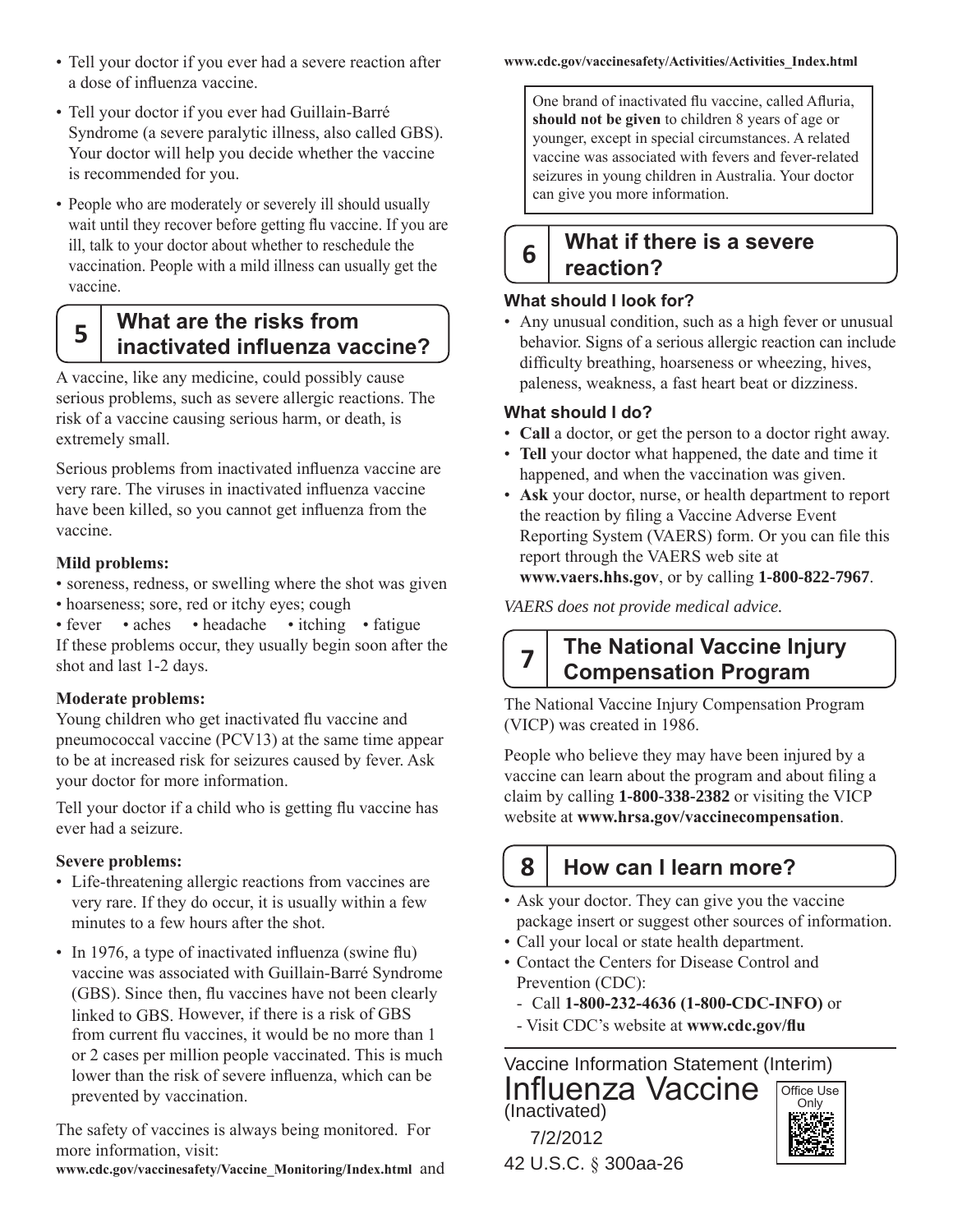- Tell your doctor if you ever had a severe reaction after a dose of influenza vaccine.
- Tell your doctor if you ever had Guillain-Barré Syndrome (a severe paralytic illness, also called GBS). Your doctor will help you decide whether the vaccine is recommended for you.
- People who are moderately or severely ill should usually wait until they recover before getting flu vaccine. If you are ill, talk to your doctor about whether to reschedule the vaccination. People with a mild illness can usually get the vaccine.

## 5 What are the risks from inactivated influenza vaccine?

A vaccine, like any medicine, could possibly cause serious problems, such as severe allergic reactions. The risk of a vaccine causing serious harm, or death, is extremely small.

Serious problems from inactivated influenza vaccine are very rare. The viruses in inactivated influenza vaccine have been killed, so you cannot get influenza from the vaccine.

**Mild problems:**

- soreness, redness, or swelling where the shot was given
- hoarseness; sore, red or itchy eyes; cough
- fever • aches • headache • itching • fatigue

If these problems occur, they usually begin soon after the shot and last 1-2 days.

**Moderate problems:**

Young children who get inactivated flu vaccine and pneumococcal vaccine (PCV13) at the same time appear to be at increased risk for seizures caused by fever. Ask your doctor for more information.

Tell your doctor if a child who is getting flu vaccine has ever had a seizure.

**Severe problems:**

- Life-threatening allergic reactions from vaccines are very rare. If they do occur, it is usually within a few minutes to a few hours after the shot.
- In 1976, a type of inactivated influenza (swine flu) vaccine was associated with Guillain-Barré Syndrome (GBS). Since then, flu vaccines have not been clearly linked to GBS. However, if there is a risk of GBS from current flu vaccines, it would be no more than 1 or 2 cases per million people vaccinated. This is much lower than the risk of severe influenza, which can be prevented by vaccination.

The safety of vaccines is always being monitored. For more information, visit:
**www.cdc.gov/vaccinesafety/Vaccine_Monitoring/Index.html** and **www.cdc.gov/vaccinesafety/Activities/Activities_Index.html**

One brand of inactivated flu vaccine, called Afluria, **should not be given** to children 8 years of age or younger, except in special circumstances. A related vaccine was associated with fevers and fever-related seizures in young children in Australia. Your doctor can give you more information.

## 6 What if there is a severe reaction?

**What should I look for?**

- Any unusual condition, such as a high fever or unusual behavior. Signs of a serious allergic reaction can include difficulty breathing, hoarseness or wheezing, hives, paleness, weakness, a fast heart beat or dizziness.

**What should I do?**

- **Call** a doctor, or get the person to a doctor right away.
- **Tell** your doctor what happened, the date and time it happened, and when the vaccination was given.
- **Ask** your doctor, nurse, or health department to report the reaction by filing a Vaccine Adverse Event Reporting System (VAERS) form. Or you can file this report through the VAERS web site at **www.vaers.hhs.gov**, or by calling **1-800-822-7967**.

*VAERS does not provide medical advice.*

## 7 The National Vaccine Injury Compensation Program

The National Vaccine Injury Compensation Program (VICP) was created in 1986.

People who believe they may have been injured by a vaccine can learn about the program and about filing a claim by calling **1-800-338-2382** or visiting the VICP website at **www.hrsa.gov/vaccinecompensation**.

## 8 How can I learn more?

- Ask your doctor. They can give you the vaccine package insert or suggest other sources of information.
- Call your local or state health department.
- Contact the Centers for Disease Control and Prevention (CDC):
  - Call **1-800-232-4636 (1-800-CDC-INFO)** or
  - Visit CDC's website at **www.cdc.gov/flu**

Vaccine Information Statement (Interim)
Influenza Vaccine
(Inactivated)

7/2/2012
42 U.S.C. § 300aa-26

Office Use Only